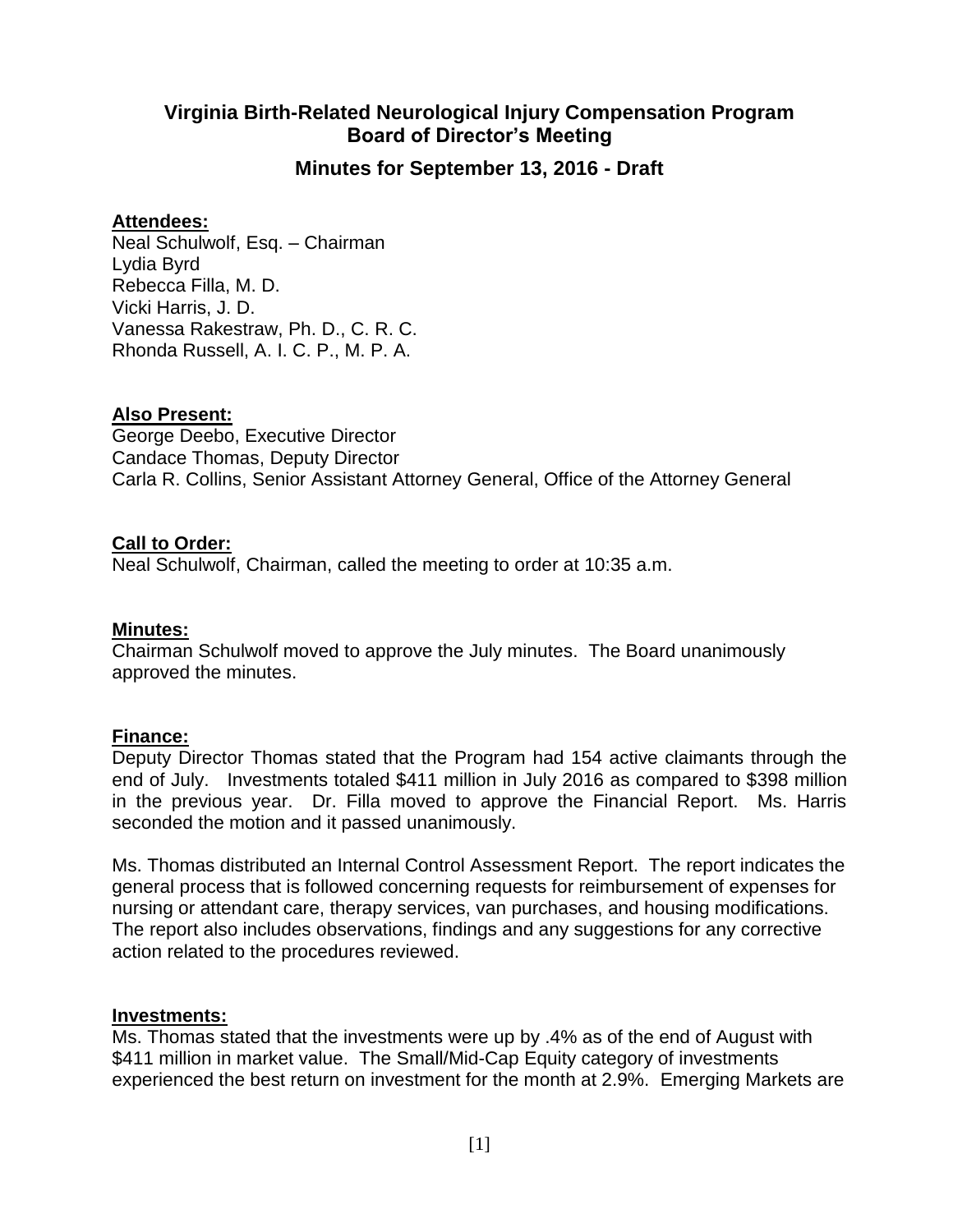# Virginia Birth-Related Neurological Injury Compensation Program
## Board of Director's Meeting

### Minutes for September 13, 2016 - Draft

**Attendees:**

Neal Schulwolf, Esq. – Chairman
Lydia Byrd
Rebecca Filla, M. D.
Vicki Harris, J. D.
Vanessa Rakestraw, Ph. D., C. R. C.
Rhonda Russell, A. I. C. P., M. P. A.

**Also Present:**

George Deebo, Executive Director
Candace Thomas, Deputy Director
Carla R. Collins, Senior Assistant Attorney General, Office of the Attorney General

**Call to Order:**

Neal Schulwolf, Chairman, called the meeting to order at 10:35 a.m.

**Minutes:**

Chairman Schulwolf moved to approve the July minutes. The Board unanimously approved the minutes.

**Finance:**

Deputy Director Thomas stated that the Program had 154 active claimants through the end of July. Investments totaled $411 million in July 2016 as compared to $398 million in the previous year. Dr. Filla moved to approve the Financial Report. Ms. Harris seconded the motion and it passed unanimously.

Ms. Thomas distributed an Internal Control Assessment Report. The report indicates the general process that is followed concerning requests for reimbursement of expenses for nursing or attendant care, therapy services, van purchases, and housing modifications. The report also includes observations, findings and any suggestions for any corrective action related to the procedures reviewed.

**Investments:**

Ms. Thomas stated that the investments were up by .4% as of the end of August with $411 million in market value. The Small/Mid-Cap Equity category of investments experienced the best return on investment for the month at 2.9%. Emerging Markets are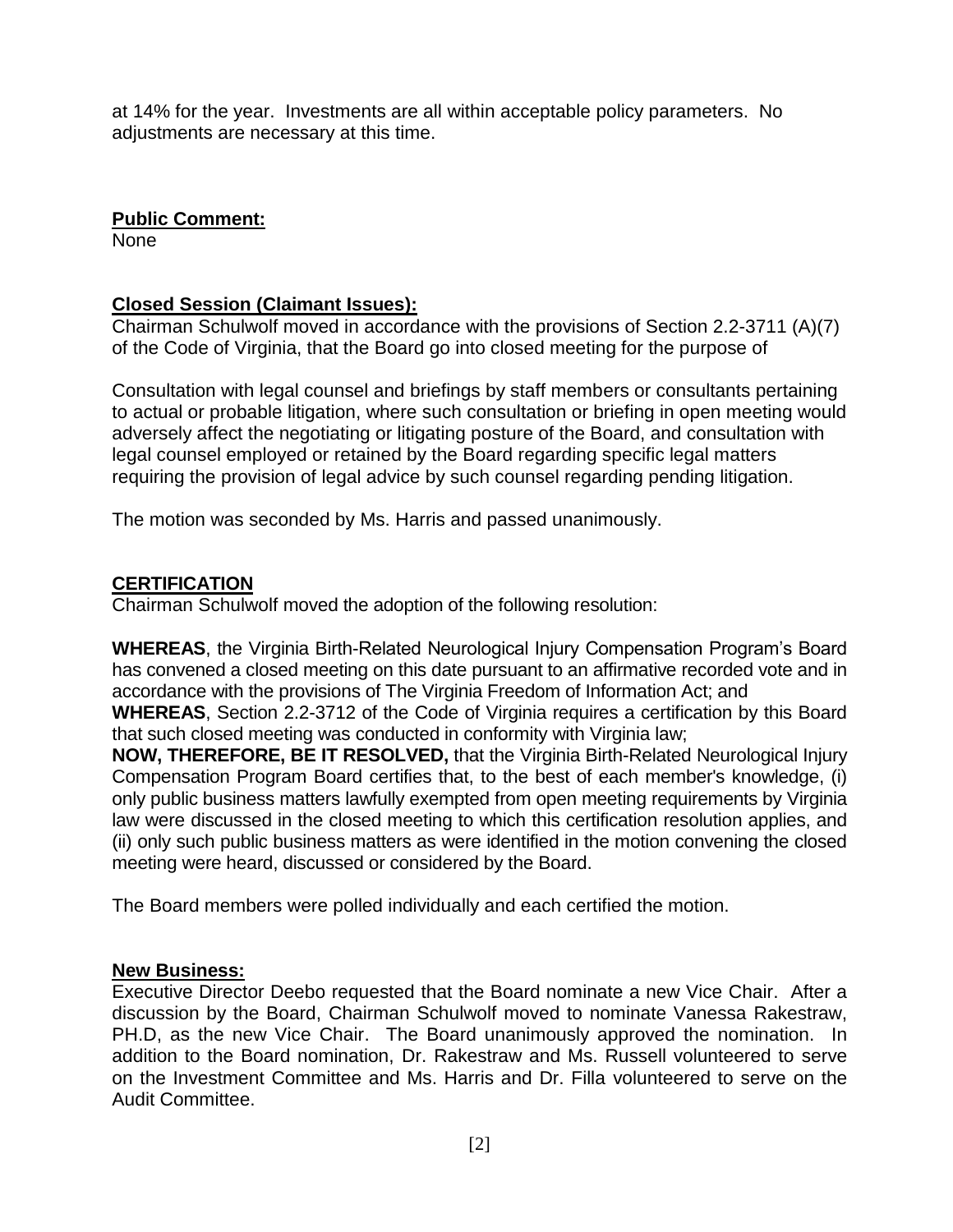at 14% for the year. Investments are all within acceptable policy parameters. No adjustments are necessary at this time.

**Public Comment:**
None

**Closed Session (Claimant Issues):**
Chairman Schulwolf moved in accordance with the provisions of Section 2.2-3711 (A)(7) of the Code of Virginia, that the Board go into closed meeting for the purpose of

Consultation with legal counsel and briefings by staff members or consultants pertaining to actual or probable litigation, where such consultation or briefing in open meeting would adversely affect the negotiating or litigating posture of the Board, and consultation with legal counsel employed or retained by the Board regarding specific legal matters requiring the provision of legal advice by such counsel regarding pending litigation.

The motion was seconded by Ms. Harris and passed unanimously.

**CERTIFICATION**
Chairman Schulwolf moved the adoption of the following resolution:

**WHEREAS**, the Virginia Birth-Related Neurological Injury Compensation Program's Board has convened a closed meeting on this date pursuant to an affirmative recorded vote and in accordance with the provisions of The Virginia Freedom of Information Act; and
**WHEREAS**, Section 2.2-3712 of the Code of Virginia requires a certification by this Board that such closed meeting was conducted in conformity with Virginia law;
**NOW, THEREFORE, BE IT RESOLVED,** that the Virginia Birth-Related Neurological Injury Compensation Program Board certifies that, to the best of each member's knowledge, (i) only public business matters lawfully exempted from open meeting requirements by Virginia law were discussed in the closed meeting to which this certification resolution applies, and (ii) only such public business matters as were identified in the motion convening the closed meeting were heard, discussed or considered by the Board.

The Board members were polled individually and each certified the motion.

**New Business:**
Executive Director Deebo requested that the Board nominate a new Vice Chair. After a discussion by the Board, Chairman Schulwolf moved to nominate Vanessa Rakestraw, PH.D, as the new Vice Chair. The Board unanimously approved the nomination. In addition to the Board nomination, Dr. Rakestraw and Ms. Russell volunteered to serve on the Investment Committee and Ms. Harris and Dr. Filla volunteered to serve on the Audit Committee.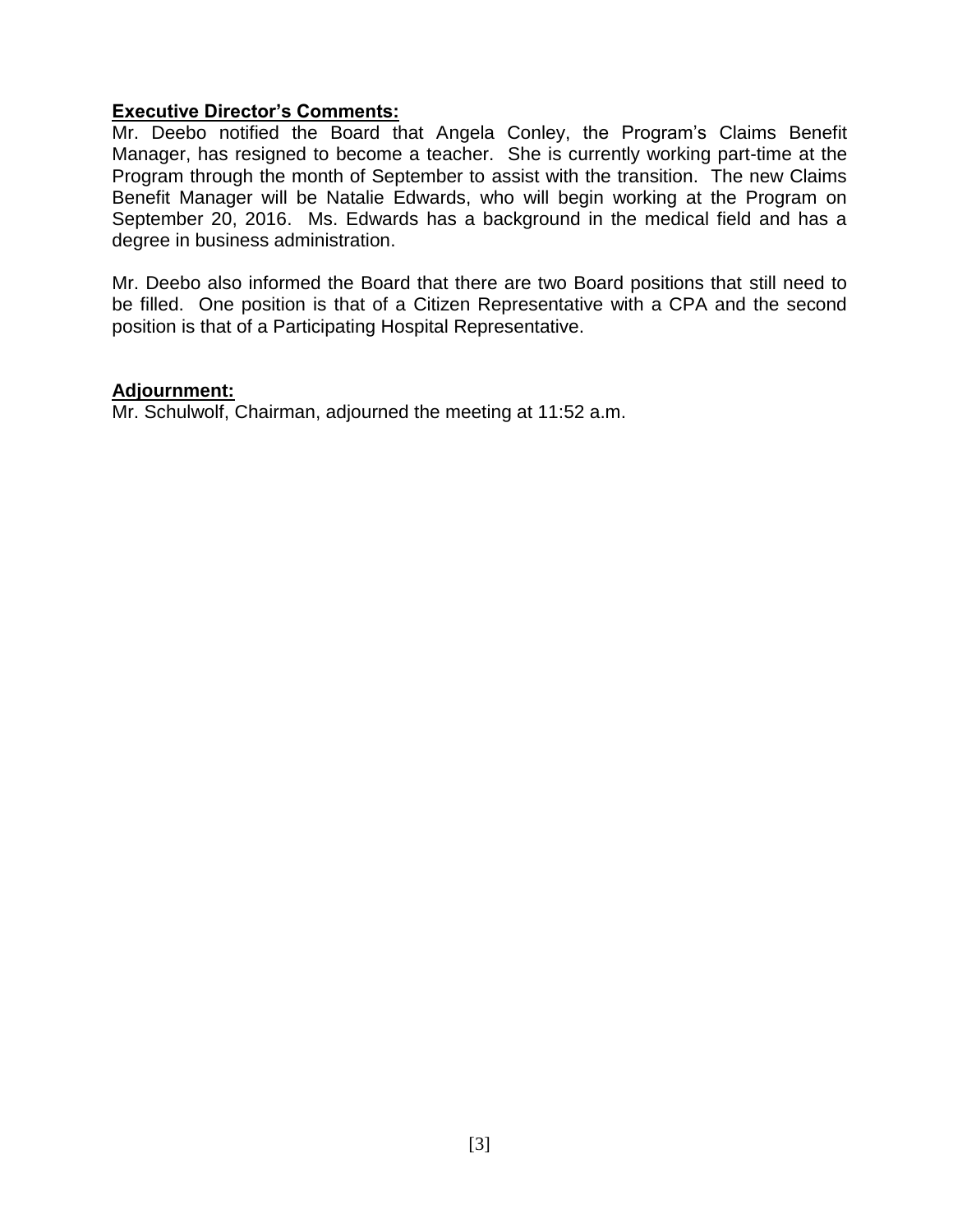**Executive Director's Comments:**

Mr. Deebo notified the Board that Angela Conley, the Program's Claims Benefit Manager, has resigned to become a teacher. She is currently working part-time at the Program through the month of September to assist with the transition. The new Claims Benefit Manager will be Natalie Edwards, who will begin working at the Program on September 20, 2016. Ms. Edwards has a background in the medical field and has a degree in business administration.

Mr. Deebo also informed the Board that there are two Board positions that still need to be filled. One position is that of a Citizen Representative with a CPA and the second position is that of a Participating Hospital Representative.

**Adjournment:**

Mr. Schulwolf, Chairman, adjourned the meeting at 11:52 a.m.